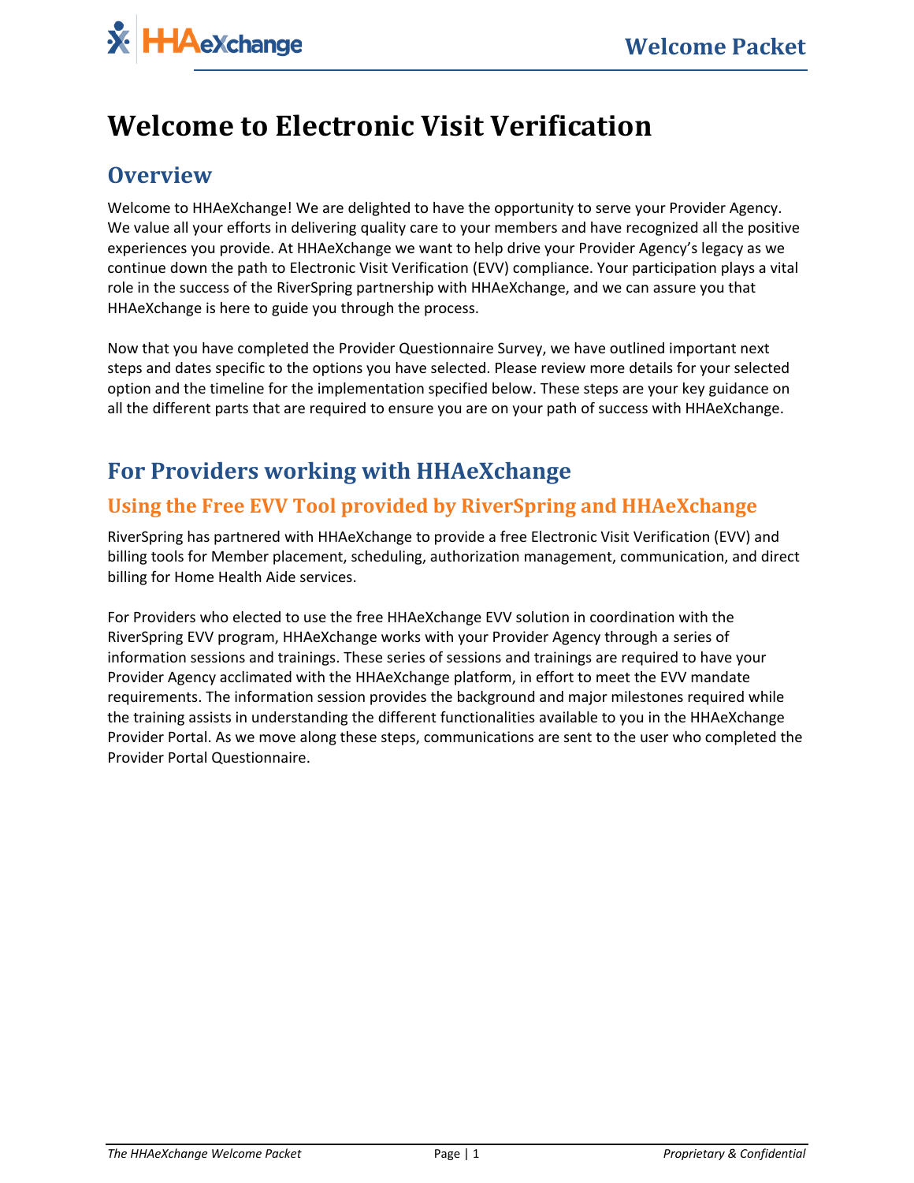# Welcome to Electronic Visit Verification

## Overview

Welcome to HHAeXchange! We are delighted to have the opportunity to serve your Provider Agency. We value all your efforts in delivering quality care to your members and have recognized all the positive experiences you provide. At HHAeXchange we want to help drive your Provider Agency's legacy as we continue down the path to Electronic Visit Verification (EVV) compliance. Your participation plays a vital role in the success of the RiverSpring partnership with HHAeXchange, and we can assure you that HHAeXchange is here to guide you through the process.

Now that you have completed the Provider Questionnaire Survey, we have outlined important next steps and dates specific to the options you have selected. Please review more details for your selected option and the timeline for the implementation specified below. These steps are your key guidance on all the different parts that are required to ensure you are on your path of success with HHAeXchange.

## For Providers working with HHAeXchange

### Using the Free EVV Tool provided by RiverSpring and HHAeXchange

RiverSpring has partnered with HHAeXchange to provide a free Electronic Visit Verification (EVV) and billing tools for Member placement, scheduling, authorization management, communication, and direct billing for Home Health Aide services.

For Providers who elected to use the free HHAeXchange EVV solution in coordination with the RiverSpring EVV program, HHAeXchange works with your Provider Agency through a series of information sessions and trainings. These series of sessions and trainings are required to have your Provider Agency acclimated with the HHAeXchange platform, in effort to meet the EVV mandate requirements. The information session provides the background and major milestones required while the training assists in understanding the different functionalities available to you in the HHAeXchange Provider Portal. As we move along these steps, communications are sent to the user who completed the Provider Portal Questionnaire.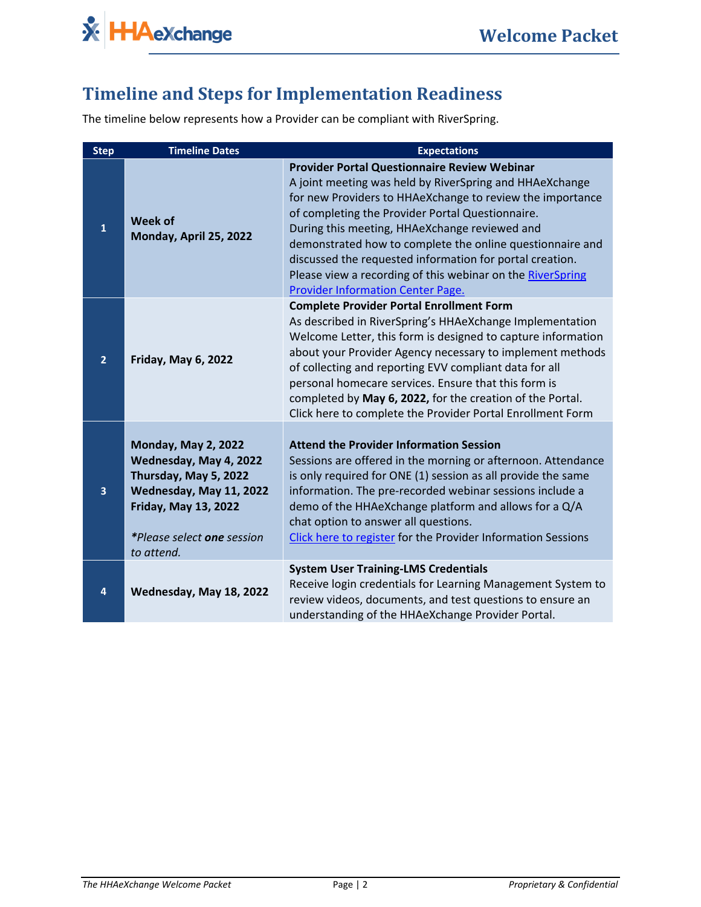## Timeline and Steps for Implementation Readiness

The timeline below represents how a Provider can be compliant with RiverSpring.

| Step | Timeline Dates | Expectations |
|---|---|---|
| 1 | **Week of Monday, April 25, 2022** | **Provider Portal Questionnaire Review Webinar** A joint meeting was held by RiverSpring and HHAeXchange for new Providers to HHAeXchange to review the importance of completing the Provider Portal Questionnaire. During this meeting, HHAeXchange reviewed and demonstrated how to complete the online questionnaire and discussed the requested information for portal creation. Please view a recording of this webinar on the RiverSpring Provider Information Center Page. |
| 2 | **Friday, May 6, 2022** | **Complete Provider Portal Enrollment Form** As described in RiverSpring's HHAeXchange Implementation Welcome Letter, this form is designed to capture information about your Provider Agency necessary to implement methods of collecting and reporting EVV compliant data for all personal homecare services. Ensure that this form is completed by **May 6, 2022,** for the creation of the Portal. Click here to complete the Provider Portal Enrollment Form |
| 3 | **Monday, May 2, 2022** **Wednesday, May 4, 2022** **Thursday, May 5, 2022** **Wednesday, May 11, 2022** **Friday, May 13, 2022** *\*Please select **one** session to attend.* | **Attend the Provider Information Session** Sessions are offered in the morning or afternoon. Attendance is only required for ONE (1) session as all provide the same information. The pre-recorded webinar sessions include a demo of the HHAeXchange platform and allows for a Q/A chat option to answer all questions. Click here to register for the Provider Information Sessions |
| 4 | **Wednesday, May 18, 2022** | **System User Training-LMS Credentials** Receive login credentials for Learning Management System to review videos, documents, and test questions to ensure an understanding of the HHAeXchange Provider Portal. |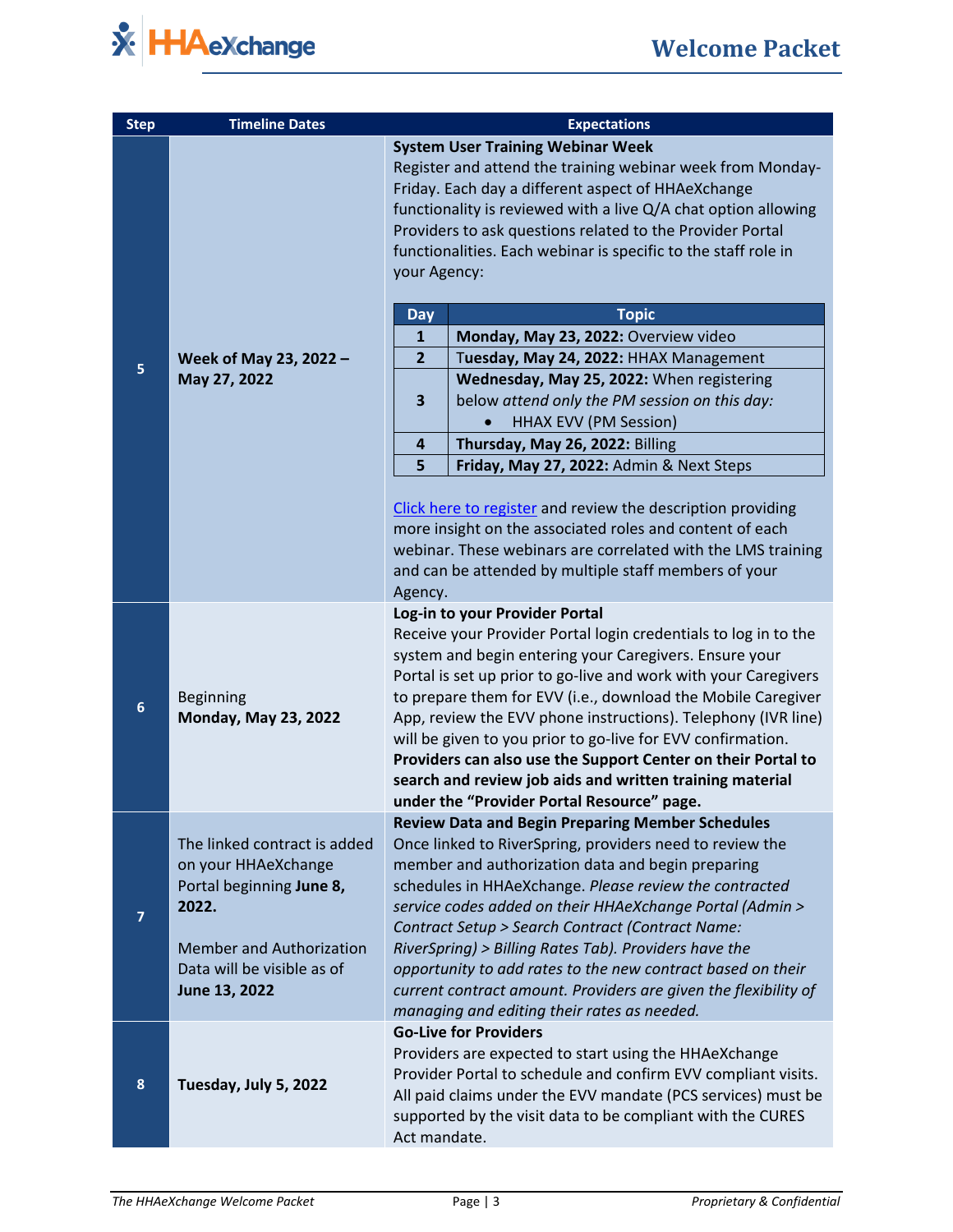| Step | Timeline Dates | Expectations |
|---|---|---|
| 5 | **Week of May 23, 2022 – May 27, 2022** | **System User Training Webinar Week**<br>Register and attend the training webinar week from Monday-Friday. Each day a different aspect of HHAeXchange functionality is reviewed with a live Q/A chat option allowing Providers to ask questions related to the Provider Portal functionalities. Each webinar is specific to the staff role in your Agency:<br><br>**Day 1** – **Monday, May 23, 2022:** Overview video<br>**Day 2** – **Tuesday, May 24, 2022:** HHAX Management<br>**Day 3** – **Wednesday, May 25, 2022:** When registering below *attend only the PM session on this day:*<br>• HHAX EVV (PM Session)<br>**Day 4** – **Thursday, May 26, 2022:** Billing<br>**Day 5** – **Friday, May 27, 2022:** Admin & Next Steps<br><br>Click here to register and review the description providing more insight on the associated roles and content of each webinar. These webinars are correlated with the LMS training and can be attended by multiple staff members of your Agency. |
| 6 | Beginning **Monday, May 23, 2022** | **Log-in to your Provider Portal**<br>Receive your Provider Portal login credentials to log in to the system and begin entering your Caregivers. Ensure your Portal is set up prior to go-live and work with your Caregivers to prepare them for EVV (i.e., download the Mobile Caregiver App, review the EVV phone instructions). Telephony (IVR line) will be given to you prior to go-live for EVV confirmation. **Providers can also use the Support Center on their Portal to search and review job aids and written training material under the "Provider Portal Resource" page.** |
| 7 | The linked contract is added on your HHAeXchange Portal beginning **June 8, 2022.**<br><br>Member and Authorization Data will be visible as of **June 13, 2022** | **Review Data and Begin Preparing Member Schedules**<br>Once linked to RiverSpring, providers need to review the member and authorization data and begin preparing schedules in HHAeXchange. *Please review the contracted service codes added on their HHAeXchange Portal (Admin > Contract Setup > Search Contract (Contract Name: RiverSpring) > Billing Rates Tab). Providers have the opportunity to add rates to the new contract based on their current contract amount. Providers are given the flexibility of managing and editing their rates as needed.* |
| 8 | **Tuesday, July 5, 2022** | **Go-Live for Providers**<br>Providers are expected to start using the HHAeXchange Provider Portal to schedule and confirm EVV compliant visits. All paid claims under the EVV mandate (PCS services) must be supported by the visit data to be compliant with the CURES Act mandate. |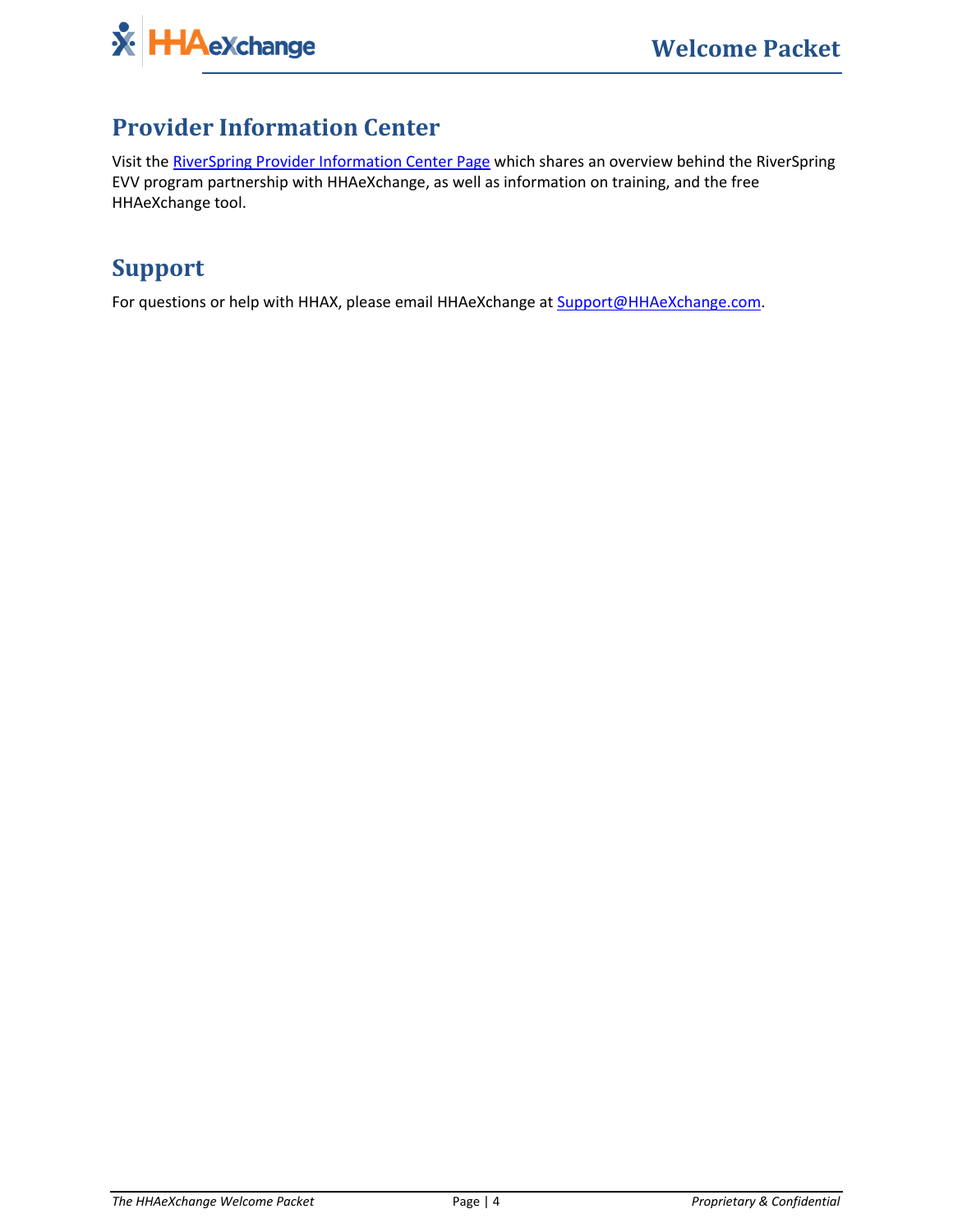## Provider Information Center

Visit the [RiverSpring Provider Information Center Page] which shares an overview behind the RiverSpring EVV program partnership with HHAeXchange, as well as information on training, and the free HHAeXchange tool.

## Support

For questions or help with HHAX, please email HHAeXchange at [Support@HHAeXchange.com].